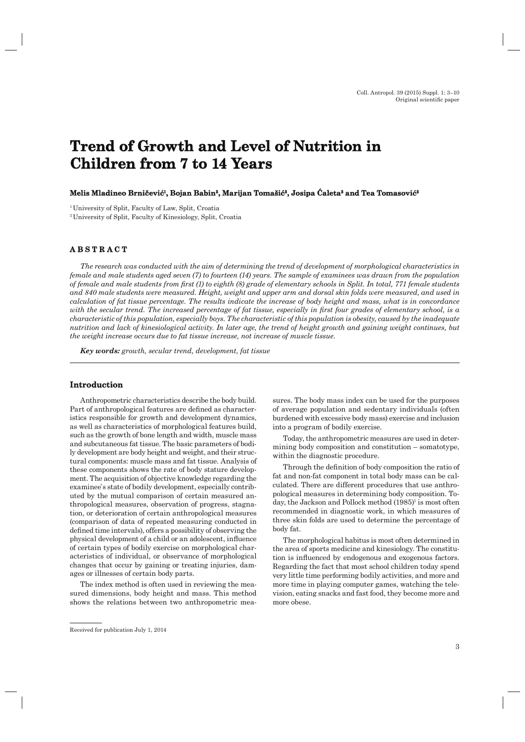# Trend of Growth and Level of Nutrition in Children from 7 to 14 Years

**Melis Mladineo Brničević[1], Bojan Babin[2], Marijan Tomašić[2], Josipa Ćaleta[2] and Tea Tomasović[2]**

[1] University of Split, Faculty of Law, Split, Croatia

[2] University of Split, Faculty of Kinesiology, Split, Croatia

## ABSTRACT

*The research was conducted with the aim of determining the trend of development of morphological characteristics in female and male students aged seven (7) to fourteen (14) years. The sample of examinees was drawn from the population of female and male students from first (1) to eighth (8) grade of elementary schools in Split. In total, 771 female students and 840 male students were measured. Height, weight and upper arm and dorsal skin folds were measured, and used in calculation of fat tissue percentage. The results indicate the increase of body height and mass, what is in concordance with the secular trend. The increased percentage of fat tissue, especially in first four grades of elementary school, is a characteristic of this population, especially boys. The characteristic of this population is obesity, caused by the inadequate nutrition and lack of kinesiological activity. In later age, the trend of height growth and gaining weight continues, but the weight increase occurs due to fat tissue increase, not increase of muscle tissue.*

***Key words:*** *growth, secular trend, development, fat tissue*

## Introduction

Anthropometric characteristics describe the body build. Part of anthropological features are defined as characteristics responsible for growth and development dynamics, as well as characteristics of morphological features build, such as the growth of bone length and width, muscle mass and subcutaneous fat tissue. The basic parameters of bodily development are body height and weight, and their structural components: muscle mass and fat tissue. Analysis of these components shows the rate of body stature development. The acquisition of objective knowledge regarding the examinee`s state of bodily development, especially contributed by the mutual comparison of certain measured anthropological measures, observation of progress, stagnation, or deterioration of certain anthropological measures (comparison of data of repeated measuring conducted in defined time intervals), offers a possibility of observing the physical development of a child or an adolescent, influence of certain types of bodily exercise on morphological characteristics of individual, or observance of morphological changes that occur by gaining or treating injuries, damages or illnesses of certain body parts.

The index method is often used in reviewing the measured dimensions, body height and mass. This method shows the relations between two anthropometric measures. The body mass index can be used for the purposes of average population and sedentary individuals (often burdened with excessive body mass) exercise and inclusion into a program of bodily exercise.

Today, the anthropometric measures are used in determining body composition and constitution – somatotype, within the diagnostic procedure.

Through the definition of body composition the ratio of fat and non-fat component in total body mass can be calculated. There are different procedures that use anthropological measures in determining body composition. Today, the Jackson and Pollock method (1985)[1] is most often recommended in diagnostic work, in which measures of three skin folds are used to determine the percentage of body fat.

The morphological habitus is most often determined in the area of sports medicine and kinesiology. The constitution is influenced by endogenous and exogenous factors. Regarding the fact that most school children today spend very little time performing bodily activities, and more and more time in playing computer games, watching the television, eating snacks and fast food, they become more and more obese.

Received for publication July 1, 2014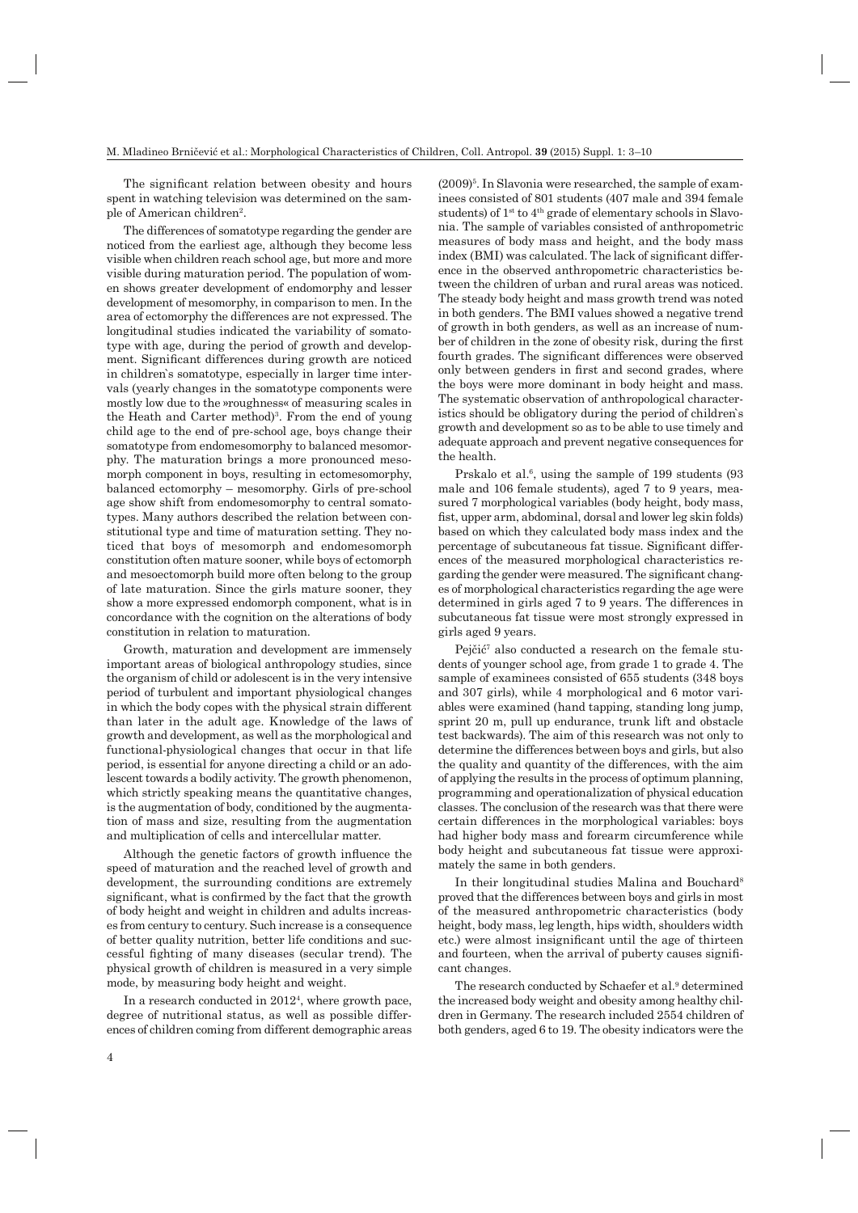The significant relation between obesity and hours spent in watching television was determined on the sample of American children[2].

The differences of somatotype regarding the gender are noticed from the earliest age, although they become less visible when children reach school age, but more and more visible during maturation period. The population of women shows greater development of endomorphy and lesser development of mesomorphy, in comparison to men. In the area of ectomorphy the differences are not expressed. The longitudinal studies indicated the variability of somatotype with age, during the period of growth and development. Significant differences during growth are noticed in children`s somatotype, especially in larger time intervals (yearly changes in the somatotype components were mostly low due to the »roughness« of measuring scales in the Heath and Carter method)[3]. From the end of young child age to the end of pre-school age, boys change their somatotype from endomesomorphy to balanced mesomorphy. The maturation brings a more pronounced mesomorph component in boys, resulting in ectomesomorphy, balanced ectomorphy – mesomorphy. Girls of pre-school age show shift from endomesomorphy to central somatotypes. Many authors described the relation between constitutional type and time of maturation setting. They noticed that boys of mesomorph and endomesomorph constitution often mature sooner, while boys of ectomorph and mesoectomorph build more often belong to the group of late maturation. Since the girls mature sooner, they show a more expressed endomorph component, what is in concordance with the cognition on the alterations of body constitution in relation to maturation.

Growth, maturation and development are immensely important areas of biological anthropology studies, since the organism of child or adolescent is in the very intensive period of turbulent and important physiological changes in which the body copes with the physical strain different than later in the adult age. Knowledge of the laws of growth and development, as well as the morphological and functional-physiological changes that occur in that life period, is essential for anyone directing a child or an adolescent towards a bodily activity. The growth phenomenon, which strictly speaking means the quantitative changes, is the augmentation of body, conditioned by the augmentation of mass and size, resulting from the augmentation and multiplication of cells and intercellular matter.

Although the genetic factors of growth influence the speed of maturation and the reached level of growth and development, the surrounding conditions are extremely significant, what is confirmed by the fact that the growth of body height and weight in children and adults increases from century to century. Such increase is a consequence of better quality nutrition, better life conditions and successful fighting of many diseases (secular trend). The physical growth of children is measured in a very simple mode, by measuring body height and weight.

In a research conducted in 2012[4], where growth pace, degree of nutritional status, as well as possible differences of children coming from different demographic areas (2009)[5]. In Slavonia were researched, the sample of examinees consisted of 801 students (407 male and 394 female students) of 1st to 4th grade of elementary schools in Slavonia. The sample of variables consisted of anthropometric measures of body mass and height, and the body mass index (BMI) was calculated. The lack of significant difference in the observed anthropometric characteristics between the children of urban and rural areas was noticed. The steady body height and mass growth trend was noted in both genders. The BMI values showed a negative trend of growth in both genders, as well as an increase of number of children in the zone of obesity risk, during the first fourth grades. The significant differences were observed only between genders in first and second grades, where the boys were more dominant in body height and mass. The systematic observation of anthropological characteristics should be obligatory during the period of children`s growth and development so as to be able to use timely and adequate approach and prevent negative consequences for the health.

Prskalo et al.[6], using the sample of 199 students (93 male and 106 female students), aged 7 to 9 years, measured 7 morphological variables (body height, body mass, fist, upper arm, abdominal, dorsal and lower leg skin folds) based on which they calculated body mass index and the percentage of subcutaneous fat tissue. Significant differences of the measured morphological characteristics regarding the gender were measured. The significant changes of morphological characteristics regarding the age were determined in girls aged 7 to 9 years. The differences in subcutaneous fat tissue were most strongly expressed in girls aged 9 years.

Pejčić[7] also conducted a research on the female students of younger school age, from grade 1 to grade 4. The sample of examinees consisted of 655 students (348 boys and 307 girls), while 4 morphological and 6 motor variables were examined (hand tapping, standing long jump, sprint 20 m, pull up endurance, trunk lift and obstacle test backwards). The aim of this research was not only to determine the differences between boys and girls, but also the quality and quantity of the differences, with the aim of applying the results in the process of optimum planning, programming and operationalization of physical education classes. The conclusion of the research was that there were certain differences in the morphological variables: boys had higher body mass and forearm circumference while body height and subcutaneous fat tissue were approximately the same in both genders.

In their longitudinal studies Malina and Bouchard[8] proved that the differences between boys and girls in most of the measured anthropometric characteristics (body height, body mass, leg length, hips width, shoulders width etc.) were almost insignificant until the age of thirteen and fourteen, when the arrival of puberty causes significant changes.

The research conducted by Schaefer et al.[9] determined the increased body weight and obesity among healthy children in Germany. The research included 2554 children of both genders, aged 6 to 19. The obesity indicators were the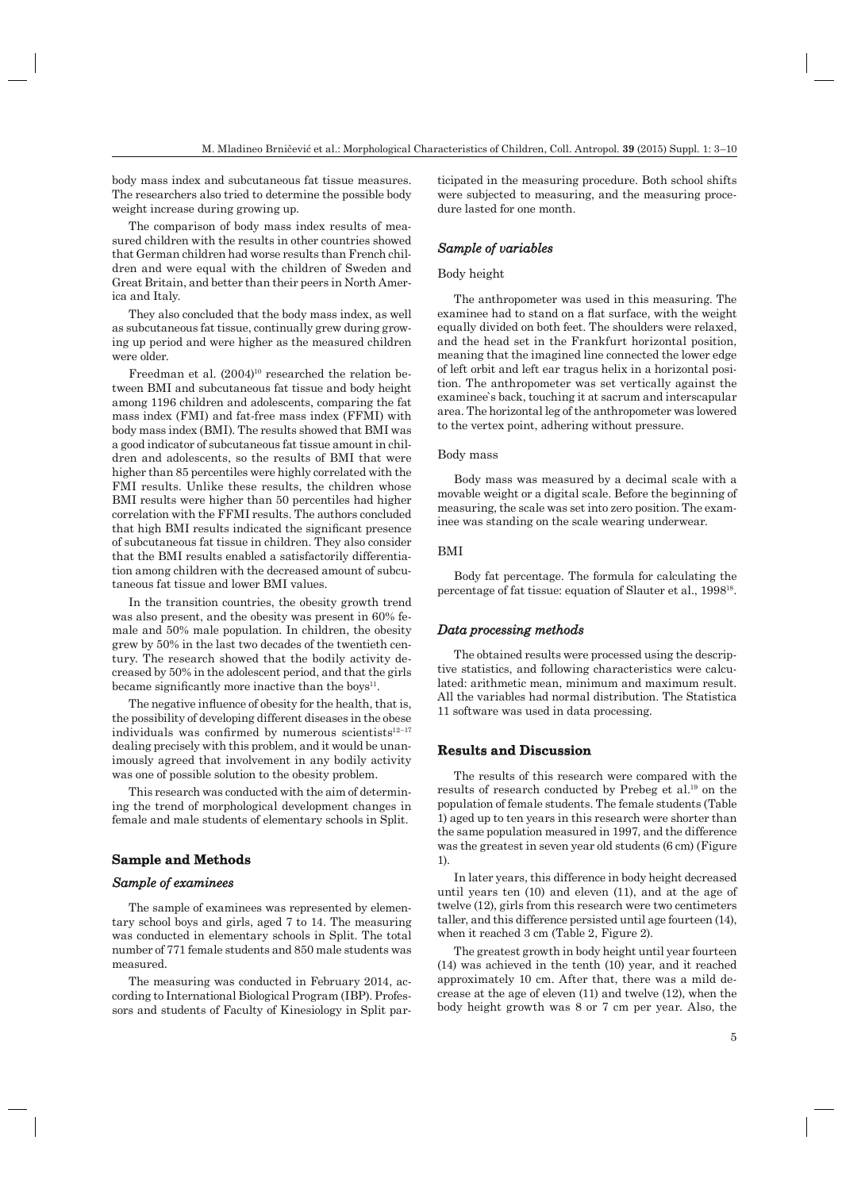body mass index and subcutaneous fat tissue measures. The researchers also tried to determine the possible body weight increase during growing up.

The comparison of body mass index results of measured children with the results in other countries showed that German children had worse results than French children and were equal with the children of Sweden and Great Britain, and better than their peers in North America and Italy.

They also concluded that the body mass index, as well as subcutaneous fat tissue, continually grew during growing up period and were higher as the measured children were older.

Freedman et al. (2004)[10] researched the relation between BMI and subcutaneous fat tissue and body height among 1196 children and adolescents, comparing the fat mass index (FMI) and fat-free mass index (FFMI) with body mass index (BMI). The results showed that BMI was a good indicator of subcutaneous fat tissue amount in children and adolescents, so the results of BMI that were higher than 85 percentiles were highly correlated with the FMI results. Unlike these results, the children whose BMI results were higher than 50 percentiles had higher correlation with the FFMI results. The authors concluded that high BMI results indicated the significant presence of subcutaneous fat tissue in children. They also consider that the BMI results enabled a satisfactorily differentiation among children with the decreased amount of subcutaneous fat tissue and lower BMI values.

In the transition countries, the obesity growth trend was also present, and the obesity was present in 60% female and 50% male population. In children, the obesity grew by 50% in the last two decades of the twentieth century. The research showed that the bodily activity decreased by 50% in the adolescent period, and that the girls became significantly more inactive than the boys[11].

The negative influence of obesity for the health, that is, the possibility of developing different diseases in the obese individuals was confirmed by numerous scientists[12–17] dealing precisely with this problem, and it would be unanimously agreed that involvement in any bodily activity was one of possible solution to the obesity problem.

This research was conducted with the aim of determining the trend of morphological development changes in female and male students of elementary schools in Split.

## Sample and Methods

### *Sample of examinees*

The sample of examinees was represented by elementary school boys and girls, aged 7 to 14. The measuring was conducted in elementary schools in Split. The total number of 771 female students and 850 male students was measured.

The measuring was conducted in February 2014, according to International Biological Program (IBP). Professors and students of Faculty of Kinesiology in Split participated in the measuring procedure. Both school shifts were subjected to measuring, and the measuring procedure lasted for one month.

### *Sample of variables*

#### Body height

The anthropometer was used in this measuring. The examinee had to stand on a flat surface, with the weight equally divided on both feet. The shoulders were relaxed, and the head set in the Frankfurt horizontal position, meaning that the imagined line connected the lower edge of left orbit and left ear tragus helix in a horizontal position. The anthropometer was set vertically against the examinee`s back, touching it at sacrum and interscapular area. The horizontal leg of the anthropometer was lowered to the vertex point, adhering without pressure.

#### Body mass

Body mass was measured by a decimal scale with a movable weight or a digital scale. Before the beginning of measuring, the scale was set into zero position. The examinee was standing on the scale wearing underwear.

#### BMI

Body fat percentage. The formula for calculating the percentage of fat tissue: equation of Slauter et al., 1998[18].

### *Data processing methods*

The obtained results were processed using the descriptive statistics, and following characteristics were calculated: arithmetic mean, minimum and maximum result. All the variables had normal distribution. The Statistica 11 software was used in data processing.

## Results and Discussion

The results of this research were compared with the results of research conducted by Prebeg et al.[19] on the population of female students. The female students (Table 1) aged up to ten years in this research were shorter than the same population measured in 1997, and the difference was the greatest in seven year old students (6 cm) (Figure 1).

In later years, this difference in body height decreased until years ten (10) and eleven (11), and at the age of twelve (12), girls from this research were two centimeters taller, and this difference persisted until age fourteen (14), when it reached 3 cm (Table 2, Figure 2).

The greatest growth in body height until year fourteen (14) was achieved in the tenth (10) year, and it reached approximately 10 cm. After that, there was a mild decrease at the age of eleven (11) and twelve (12), when the body height growth was 8 or 7 cm per year. Also, the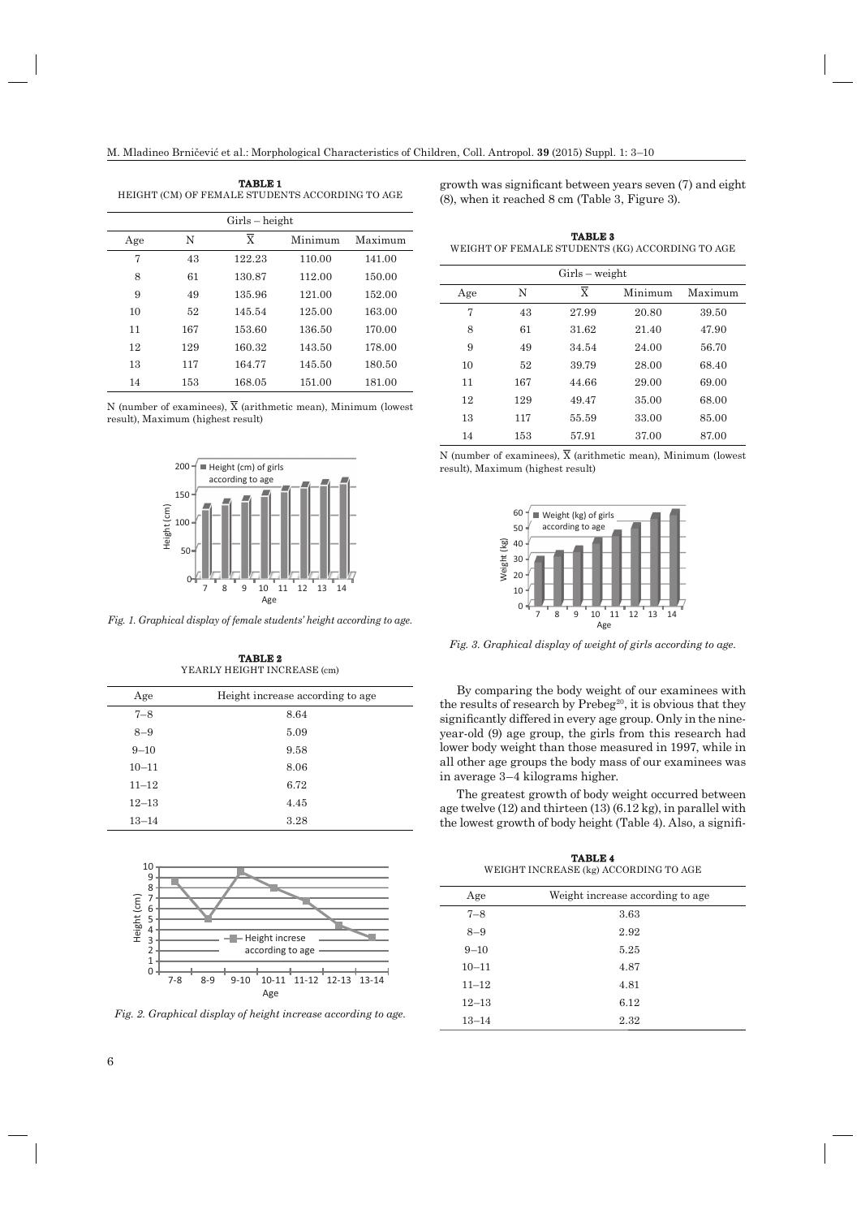**TABLE 1**
HEIGHT (CM) OF FEMALE STUDENTS ACCORDING TO AGE

| Girls – height | | | | |
|---|---|---|---|---|
| Age | N | $\overline{X}$ | Minimum | Maximum |
| 7 | 43 | 122.23 | 110.00 | 141.00 |
| 8 | 61 | 130.87 | 112.00 | 150.00 |
| 9 | 49 | 135.96 | 121.00 | 152.00 |
| 10 | 52 | 145.54 | 125.00 | 163.00 |
| 11 | 167 | 153.60 | 136.50 | 170.00 |
| 12 | 129 | 160.32 | 143.50 | 178.00 |
| 13 | 117 | 164.77 | 145.50 | 180.50 |
| 14 | 153 | 168.05 | 151.00 | 181.00 |

N (number of examinees), $\overline{X}$ (arithmetic mean), Minimum (lowest result), Maximum (highest result)

*Fig. 1. Graphical display of female students' height according to age.*

**TABLE 2**
YEARLY HEIGHT INCREASE (cm)

| Age | Height increase according to age |
|---|---|
| 7–8 | 8.64 |
| 8–9 | 5.09 |
| 9–10 | 9.58 |
| 10–11 | 8.06 |
| 11–12 | 6.72 |
| 12–13 | 4.45 |
| 13–14 | 3.28 |

*Fig. 2. Graphical display of height increase according to age.*

growth was significant between years seven (7) and eight (8), when it reached 8 cm (Table 3, Figure 3).

**TABLE 3**
WEIGHT OF FEMALE STUDENTS (KG) ACCORDING TO AGE

| Girls – weight | | | | |
|---|---|---|---|---|
| Age | N | $\overline{X}$ | Minimum | Maximum |
| 7 | 43 | 27.99 | 20.80 | 39.50 |
| 8 | 61 | 31.62 | 21.40 | 47.90 |
| 9 | 49 | 34.54 | 24.00 | 56.70 |
| 10 | 52 | 39.79 | 28.00 | 68.40 |
| 11 | 167 | 44.66 | 29.00 | 69.00 |
| 12 | 129 | 49.47 | 35.00 | 68.00 |
| 13 | 117 | 55.59 | 33.00 | 85.00 |
| 14 | 153 | 57.91 | 37.00 | 87.00 |

N (number of examinees), $\overline{X}$ (arithmetic mean), Minimum (lowest result), Maximum (highest result)

*Fig. 3. Graphical display of weight of girls according to age.*

By comparing the body weight of our examinees with the results of research by Prebeg[20], it is obvious that they significantly differed in every age group. Only in the nine-year-old (9) age group, the girls from this research had lower body weight than those measured in 1997, while in all other age groups the body mass of our examinees was in average 3–4 kilograms higher.

The greatest growth of body weight occurred between age twelve (12) and thirteen (13) (6.12 kg), in parallel with the lowest growth of body height (Table 4). Also, a signifi-

**TABLE 4**
WEIGHT INCREASE (kg) ACCORDING TO AGE

| Age | Weight increase according to age |
|---|---|
| 7–8 | 3.63 |
| 8–9 | 2.92 |
| 9–10 | 5.25 |
| 10–11 | 4.87 |
| 11–12 | 4.81 |
| 12–13 | 6.12 |
| 13–14 | 2.32 |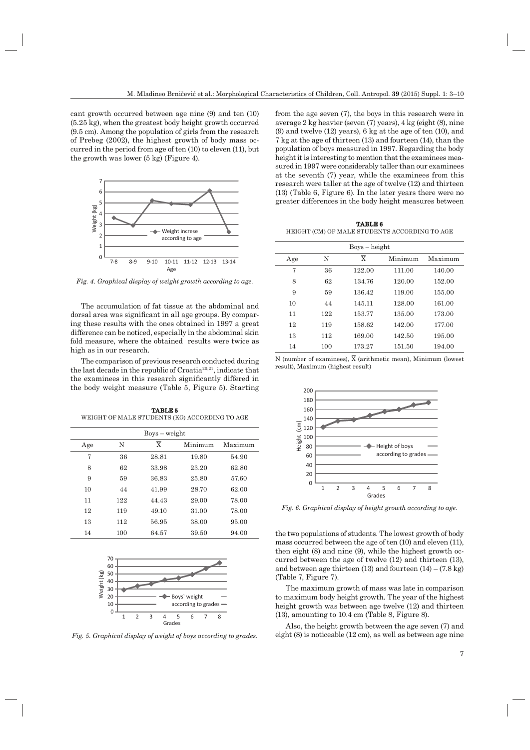cant growth occurred between age nine (9) and ten (10) (5.25 kg), when the greatest body height growth occurred (9.5 cm). Among the population of girls from the research of Prebeg (2002), the highest growth of body mass occurred in the period from age of ten (10) to eleven (11), but the growth was lower (5 kg) (Figure 4).

*Fig. 4. Graphical display of weight growth according to age.*

The accumulation of fat tissue at the abdominal and dorsal area was significant in all age groups. By comparing these results with the ones obtained in 1997 a great difference can be noticed, especially in the abdominal skin fold measure, where the obtained results were twice as high as in our research.

The comparison of previous research conducted during the last decade in the republic of Croatia[20,21], indicate that the examinees in this research significantly differed in the body weight measure (Table 5, Figure 5). Starting from the age seven (7), the boys in this research were in average 2 kg heavier (seven (7) years), 4 kg (eight (8), nine (9) and twelve (12) years), 6 kg at the age of ten (10), and 7 kg at the age of thirteen (13) and fourteen (14), than the population of boys measured in 1997. Regarding the body height it is interesting to mention that the examinees measured in 1997 were considerably taller than our examinees at the seventh (7) year, while the examinees from this research were taller at the age of twelve (12) and thirteen (13) (Table 6, Figure 6). In the later years there were no greater differences in the body height measures between the two populations of students. The lowest growth of body mass occurred between the age of ten (10) and eleven (11), then eight (8) and nine (9), while the highest growth occurred between the age of twelve (12) and thirteen (13), and between age thirteen (13) and fourteen (14) – (7.8 kg) (Table 7, Figure 7).

**TABLE 5**
WEIGHT OF MALE STUDENTS (KG) ACCORDING TO AGE

| Boys – weight | | | | |
|---|---|---|---|---|
| Age | N | $\overline{X}$ | Minimum | Maximum |
| 7 | 36 | 28.81 | 19.80 | 54.90 |
| 8 | 62 | 33.98 | 23.20 | 62.80 |
| 9 | 59 | 36.83 | 25.80 | 57.60 |
| 10 | 44 | 41.99 | 28.70 | 62.00 |
| 11 | 122 | 44.43 | 29.00 | 78.00 |
| 12 | 119 | 49.10 | 31.00 | 78.00 |
| 13 | 112 | 56.95 | 38.00 | 95.00 |
| 14 | 100 | 64.57 | 39.50 | 94.00 |

*Fig. 5. Graphical display of weight of boys according to grades.*

**TABLE 6**
HEIGHT (CM) OF MALE STUDENTS ACCORDING TO AGE

| Boys – height | | | | |
|---|---|---|---|---|
| Age | N | $\overline{X}$ | Minimum | Maximum |
| 7 | 36 | 122.00 | 111.00 | 140.00 |
| 8 | 62 | 134.76 | 120.00 | 152.00 |
| 9 | 59 | 136.42 | 119.00 | 155.00 |
| 10 | 44 | 145.11 | 128.00 | 161.00 |
| 11 | 122 | 153.77 | 135.00 | 173.00 |
| 12 | 119 | 158.62 | 142.00 | 177.00 |
| 13 | 112 | 169.00 | 142.50 | 195.00 |
| 14 | 100 | 173.27 | 151.50 | 194.00 |

N (number of examinees), $\overline{X}$ (arithmetic mean), Minimum (lowest result), Maximum (highest result)

*Fig. 6. Graphical display of height growth according to age.*

The maximum growth of mass was late in comparison to maximum body height growth. The year of the highest height growth was between age twelve (12) and thirteen (13), amounting to 10.4 cm (Table 8, Figure 8).

Also, the height growth between the age seven (7) and eight (8) is noticeable (12 cm), as well as between age nine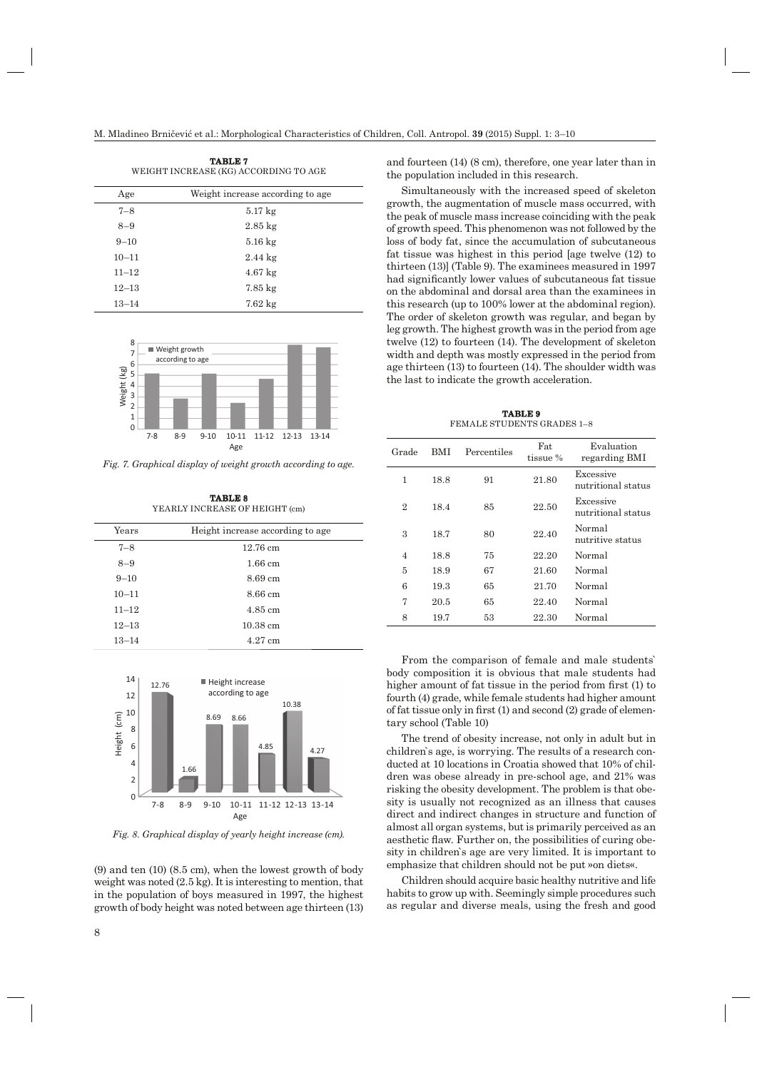**TABLE 7**
WEIGHT INCREASE (KG) ACCORDING TO AGE

| Age | Weight increase according to age |
|---|---|
| 7–8 | 5.17 kg |
| 8–9 | 2.85 kg |
| 9–10 | 5.16 kg |
| 10–11 | 2.44 kg |
| 11–12 | 4.67 kg |
| 12–13 | 7.85 kg |
| 13–14 | 7.62 kg |

*Fig. 7. Graphical display of weight growth according to age.*

**TABLE 8**
YEARLY INCREASE OF HEIGHT (cm)

| Years | Height increase according to age |
|---|---|
| 7–8 | 12.76 cm |
| 8–9 | 1.66 cm |
| 9–10 | 8.69 cm |
| 10–11 | 8.66 cm |
| 11–12 | 4.85 cm |
| 12–13 | 10.38 cm |
| 13–14 | 4.27 cm |

*Fig. 8. Graphical display of yearly height increase (cm).*

(9) and ten (10) (8.5 cm), when the lowest growth of body weight was noted (2.5 kg). It is interesting to mention, that in the population of boys measured in 1997, the highest growth of body height was noted between age thirteen (13) and fourteen (14) (8 cm), therefore, one year later than in the population included in this research.

Simultaneously with the increased speed of skeleton growth, the augmentation of muscle mass occurred, with the peak of muscle mass increase coinciding with the peak of growth speed. This phenomenon was not followed by the loss of body fat, since the accumulation of subcutaneous fat tissue was highest in this period [age twelve (12) to thirteen (13)] (Table 9). The examinees measured in 1997 had significantly lower values of subcutaneous fat tissue on the abdominal and dorsal area than the examinees in this research (up to 100% lower at the abdominal region). The order of skeleton growth was regular, and began by leg growth. The highest growth was in the period from age twelve (12) to fourteen (14). The development of skeleton width and depth was mostly expressed in the period from age thirteen (13) to fourteen (14). The shoulder width was the last to indicate the growth acceleration.

**TABLE 9**
FEMALE STUDENTS GRADES 1–8

| Grade | BMI | Percentiles | Fat tissue % | Evaluation regarding BMI |
|---|---|---|---|---|
| 1 | 18.8 | 91 | 21.80 | Excessive nutritional status |
| 2 | 18.4 | 85 | 22.50 | Excessive nutritional status |
| 3 | 18.7 | 80 | 22.40 | Normal nutritive status |
| 4 | 18.8 | 75 | 22.20 | Normal |
| 5 | 18.9 | 67 | 21.60 | Normal |
| 6 | 19.3 | 65 | 21.70 | Normal |
| 7 | 20.5 | 65 | 22.40 | Normal |
| 8 | 19.7 | 53 | 22.30 | Normal |

From the comparison of female and male students` body composition it is obvious that male students had higher amount of fat tissue in the period from first (1) to fourth (4) grade, while female students had higher amount of fat tissue only in first (1) and second (2) grade of elementary school (Table 10)

The trend of obesity increase, not only in adult but in children`s age, is worrying. The results of a research conducted at 10 locations in Croatia showed that 10% of children was obese already in pre-school age, and 21% was risking the obesity development. The problem is that obesity is usually not recognized as an illness that causes direct and indirect changes in structure and function of almost all organ systems, but is primarily perceived as an aesthetic flaw. Further on, the possibilities of curing obesity in children`s age are very limited. It is important to emphasize that children should not be put »on diets«.

Children should acquire basic healthy nutritive and life habits to grow up with. Seemingly simple procedures such as regular and diverse meals, using the fresh and good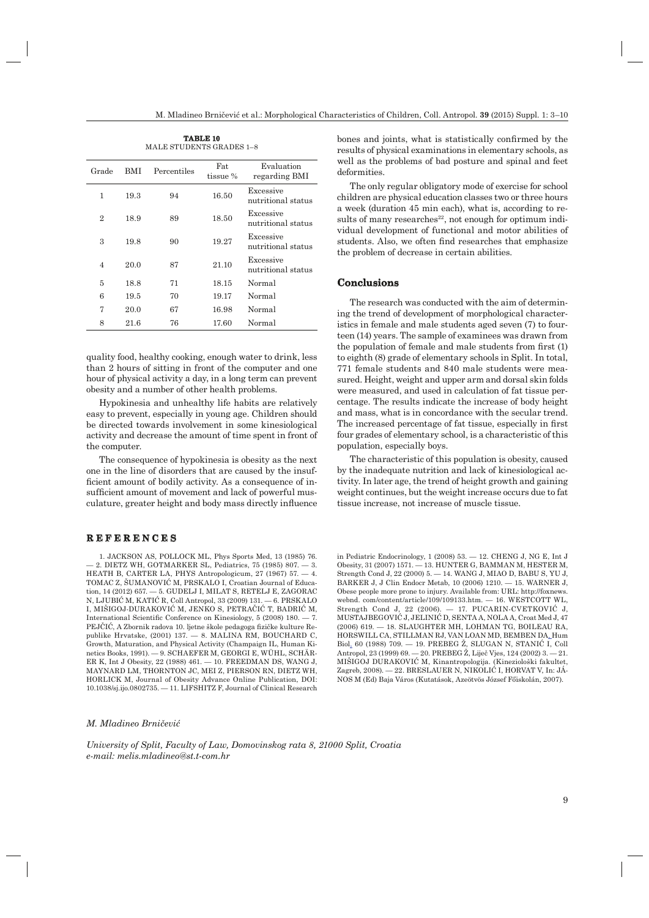**TABLE 10**
MALE STUDENTS GRADES 1–8

| Grade | BMI | Percentiles | Fat tissue % | Evaluation regarding BMI |
|---|---|---|---|---|
| 1 | 19.3 | 94 | 16.50 | Excessive nutritional status |
| 2 | 18.9 | 89 | 18.50 | Excessive nutritional status |
| 3 | 19.8 | 90 | 19.27 | Excessive nutritional status |
| 4 | 20.0 | 87 | 21.10 | Excessive nutritional status |
| 5 | 18.8 | 71 | 18.15 | Normal |
| 6 | 19.5 | 70 | 19.17 | Normal |
| 7 | 20.0 | 67 | 16.98 | Normal |
| 8 | 21.6 | 76 | 17.60 | Normal |

quality food, healthy cooking, enough water to drink, less than 2 hours of sitting in front of the computer and one hour of physical activity a day, in a long term can prevent obesity and a number of other health problems.

Hypokinesia and unhealthy life habits are relatively easy to prevent, especially in young age. Children should be directed towards involvement in some kinesiological activity and decrease the amount of time spent in front of the computer.

The consequence of hypokinesia is obesity as the next one in the line of disorders that are caused by the insufficient amount of bodily activity. As a consequence of insufficient amount of movement and lack of powerful musculature, greater height and body mass directly influence bones and joints, what is statistically confirmed by the results of physical examinations in elementary schools, as well as the problems of bad posture and spinal and feet deformities.

The only regular obligatory mode of exercise for school children are physical education classes two or three hours a week (duration 45 min each), what is, according to results of many researches[22], not enough for optimum individual development of functional and motor abilities of students. Also, we often find researches that emphasize the problem of decrease in certain abilities.

## Conclusions

The research was conducted with the aim of determining the trend of development of morphological characteristics in female and male students aged seven (7) to fourteen (14) years. The sample of examinees was drawn from the population of female and male students from first (1) to eighth (8) grade of elementary schools in Split. In total, 771 female students and 840 male students were measured. Height, weight and upper arm and dorsal skin folds were measured, and used in calculation of fat tissue percentage. The results indicate the increase of body height and mass, what is in concordance with the secular trend. The increased percentage of fat tissue, especially in first four grades of elementary school, is a characteristic of this population, especially boys.

The characteristic of this population is obesity, caused by the inadequate nutrition and lack of kinesiological activity. In later age, the trend of height growth and gaining weight continues, but the weight increase occurs due to fat tissue increase, not increase of muscle tissue.

## REFERENCES

1. JACKSON AS, POLLOCK ML, Phys Sports Med, 13 (1985) 76. — 2. DIETZ WH, GOTMARKER SL, Pediatrics, 75 (1985) 807. — 3. HEATH B, CARTER LA, PHYS Antropologicum, 27 (1967) 57. — 4. TOMAC Z, ŠUMANOVIĆ M, PRSKALO I, Croatian Journal of Education, 14 (2012) 657. — 5. GUDELJ I, MILAT S, RETELJ E, ZAGORAC N, LJUBIĆ M, KATIĆ R, Coll Antropol, 33 (2009) 131. — 6. PRSKALO I, MIŠIGOJ-DURAKOVIĆ M, JENKO S, PETRAČIĆ T, BADRIĆ M, International Scientific Conference on Kinesiology, 5 (2008) 180. — 7. PEJČIĆ, A Zbornik radova 10. ljetne škole pedagoga fizičke kulture Republike Hrvatske, (2001) 137. — 8. MALINA RM, BOUCHARD C, Growth, Maturation, and Physical Activity (Champaign IL, Human Kinetics Books, 1991). — 9. SCHAEFER M, GEORGI E, WÜHL, SCHÄRER K, Int J Obesity, 22 (1988) 461. — 10. FREEDMAN DS, WANG J, MAYNARD LM, THORNTON JC, MEI Z, PIERSON RN, DIETZ WH, HORLICK M, Journal of Obesity Advance Online Publication, DOI: 10.1038/sj.ijo.0802735. — 11. LIFSHITZ F, Journal of Clinical Research in Pediatric Endocrinology, 1 (2008) 53. — 12. CHENG J, NG E, Int J Obesity, 31 (2007) 1571. — 13. HUNTER G, BAMMAN M, HESTER M, Strength Cond J, 22 (2000) 5. — 14. WANG J, MIAO D, BABU S, YU J, BARKER J, J Clin Endocr Metab, 10 (2006) 1210. — 15. WARNER J, Obese people more prone to injury. Available from: URL: http://foxnews.webnd. com/content/article/109/109133.htm. — 16. WESTCOTT WL, Strength Cond J, 22 (2006). — 17. PUCARIN-CVETKOVIĆ J, MUSTAJBEGOVIĆ J, JELINIĆ D, SENTA A, NOLA A, Croat Med J, 47 (2006) 619. — 18. SLAUGHTER MH, LOHMAN TG, BOILEAU RA, HORSWILL CA, STILLMAN RJ, VAN LOAN MD, BEMBEN DA, Hum Biol, 60 (1988) 709. — 19. PREBEG Ž, SLUGAN N, STANIĆ I, Coll Antropol, 23 (1999) 69. — 20. PREBEG Ž, Liječ Vjes, 124 (2002) 3. — 21. MIŠIGOJ DURAKOVIĆ M, Kinantropologija. (Kineziološki fakultet, Zagreb, 2008). — 22. BRESLAUER N, NIKOLIĆ I, HORVAT V, In: JÁNOS M (Ed) Baja Város (Kutatások, Azeötvös József Főiskolán, 2007).

*M. Mladineo Brničević*

*University of Split, Faculty of Law, Domovinskog rata 8, 21000 Split, Croatia*
*e-mail: melis.mladineo@st.t-com.hr*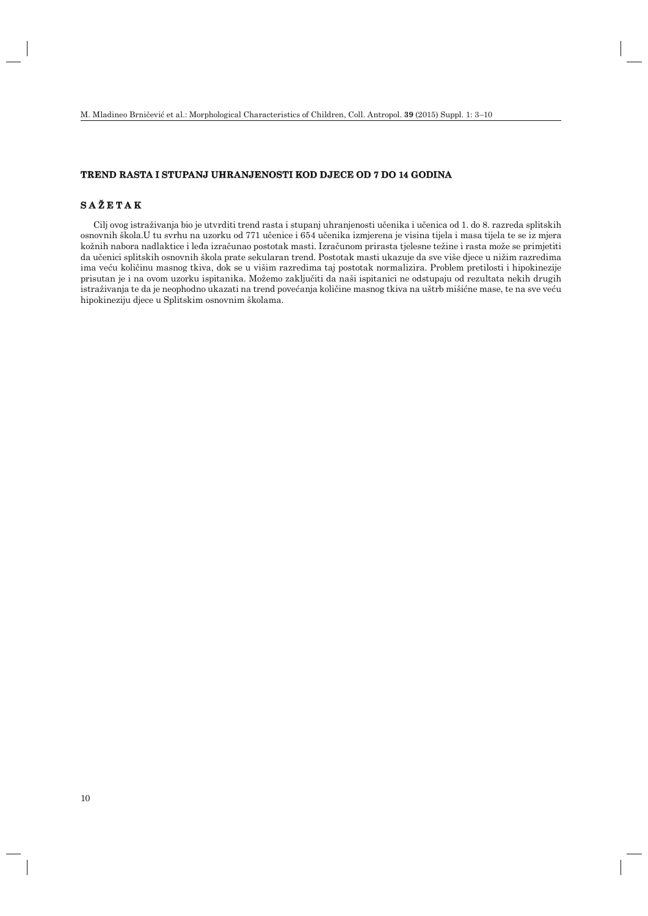## TREND RASTA I STUPANJ UHRANJENOSTI KOD DJECE OD 7 DO 14 GODINA

### SAŽETAK

Cilj ovog istraživanja bio je utvrditi trend rasta i stupanj uhranjenosti učenika i učenica od 1. do 8. razreda splitskih osnovnih škola.U tu svrhu na uzorku od 771 učenice i 654 učenika izmjerena je visina tijela i masa tijela te se iz mjera kožnih nabora nadlaktice i leđa izračunao postotak masti. Izračunom prirasta tjelesne težine i rasta može se primjetiti da učenici splitskih osnovnih škola prate sekularan trend. Postotak masti ukazuje da sve više djece u nižim razredima ima veću količinu masnog tkiva, dok se u višim razredima taj postotak normalizira. Problem pretilosti i hipokinezije prisutan je i na ovom uzorku ispitanika. Možemo zaključiti da naši ispitanici ne odstupaju od rezultata nekih drugih istraživanja te da je neophodno ukazati na trend povećanja količine masnog tkiva na uštrb mišićne mase, te na sve veću hipokineziju djece u Splitskim osnovnim školama.